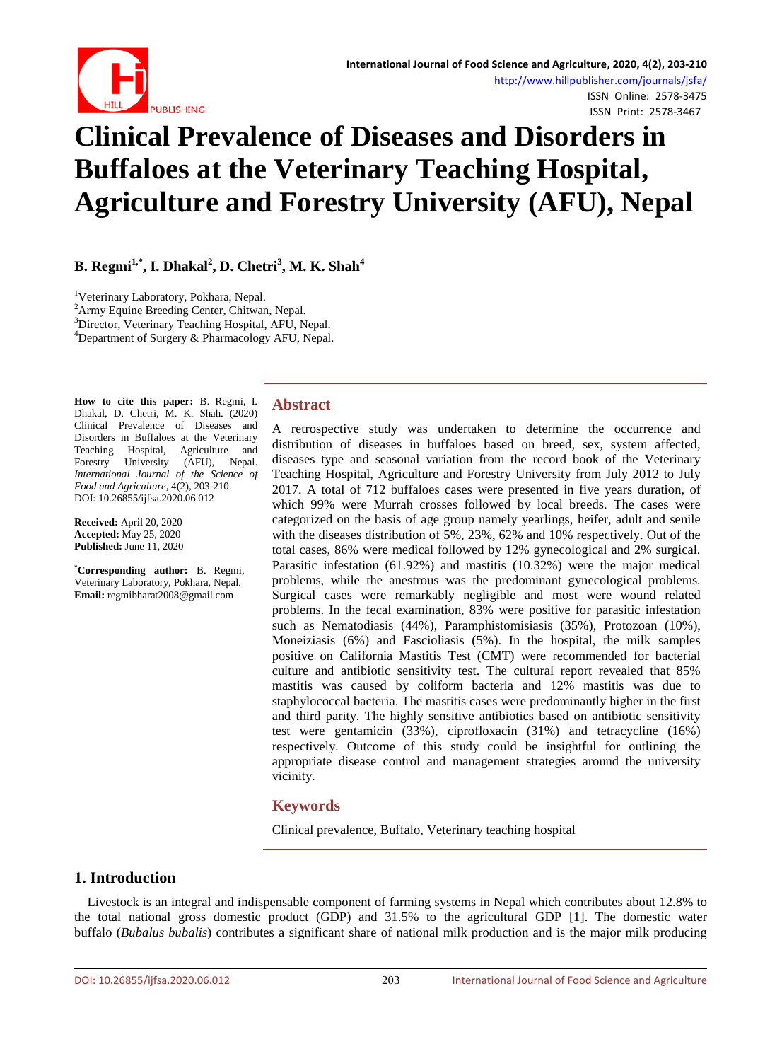# Clinical Prevalence of Diseases and Disorders in Buffaloes at the Veterinary Teaching Hospital, Agriculture and Forestry University (AFU), Nepal

**B. Regmi[1,*], I. Dhakal[2], D. Chetri[3], M. K. Shah[4]**

[1]Veterinary Laboratory, Pokhara, Nepal.
[2]Army Equine Breeding Center, Chitwan, Nepal.
[3]Director, Veterinary Teaching Hospital, AFU, Nepal.
[4]Department of Surgery & Pharmacology AFU, Nepal.

**How to cite this paper:** B. Regmi, I. Dhakal, D. Chetri, M. K. Shah. (2020) Clinical Prevalence of Diseases and Disorders in Buffaloes at the Veterinary Teaching Hospital, Agriculture and Forestry University (AFU), Nepal. *International Journal of the Science of Food and Agriculture*, 4(2), 203-210.
DOI: 10.26855/ijfsa.2020.06.012

**Received:** April 20, 2020
**Accepted:** May 25, 2020
**Published:** June 11, 2020

**[*]Corresponding author:** B. Regmi, Veterinary Laboratory, Pokhara, Nepal.
**Email:** regmibharat2008@gmail.com

## Abstract

A retrospective study was undertaken to determine the occurrence and distribution of diseases in buffaloes based on breed, sex, system affected, diseases type and seasonal variation from the record book of the Veterinary Teaching Hospital, Agriculture and Forestry University from July 2012 to July 2017. A total of 712 buffaloes cases were presented in five years duration, of which 99% were Murrah crosses followed by local breeds. The cases were categorized on the basis of age group namely yearlings, heifer, adult and senile with the diseases distribution of 5%, 23%, 62% and 10% respectively. Out of the total cases, 86% were medical followed by 12% gynecological and 2% surgical. Parasitic infestation (61.92%) and mastitis (10.32%) were the major medical problems, while the anestrous was the predominant gynecological problems. Surgical cases were remarkably negligible and most were wound related problems. In the fecal examination, 83% were positive for parasitic infestation such as Nematodiasis (44%), Paramphistomisiasis (35%), Protozoan (10%), Moneiziasis (6%) and Fascioliasis (5%). In the hospital, the milk samples positive on California Mastitis Test (CMT) were recommended for bacterial culture and antibiotic sensitivity test. The cultural report revealed that 85% mastitis was caused by coliform bacteria and 12% mastitis was due to staphylococcal bacteria. The mastitis cases were predominantly higher in the first and third parity. The highly sensitive antibiotics based on antibiotic sensitivity test were gentamicin (33%), ciprofloxacin (31%) and tetracycline (16%) respectively. Outcome of this study could be insightful for outlining the appropriate disease control and management strategies around the university vicinity.

## Keywords

Clinical prevalence, Buffalo, Veterinary teaching hospital

## 1. Introduction

Livestock is an integral and indispensable component of farming systems in Nepal which contributes about 12.8% to the total national gross domestic product (GDP) and 31.5% to the agricultural GDP [1]. The domestic water buffalo (*Bubalus bubalis*) contributes a significant share of national milk production and is the major milk producing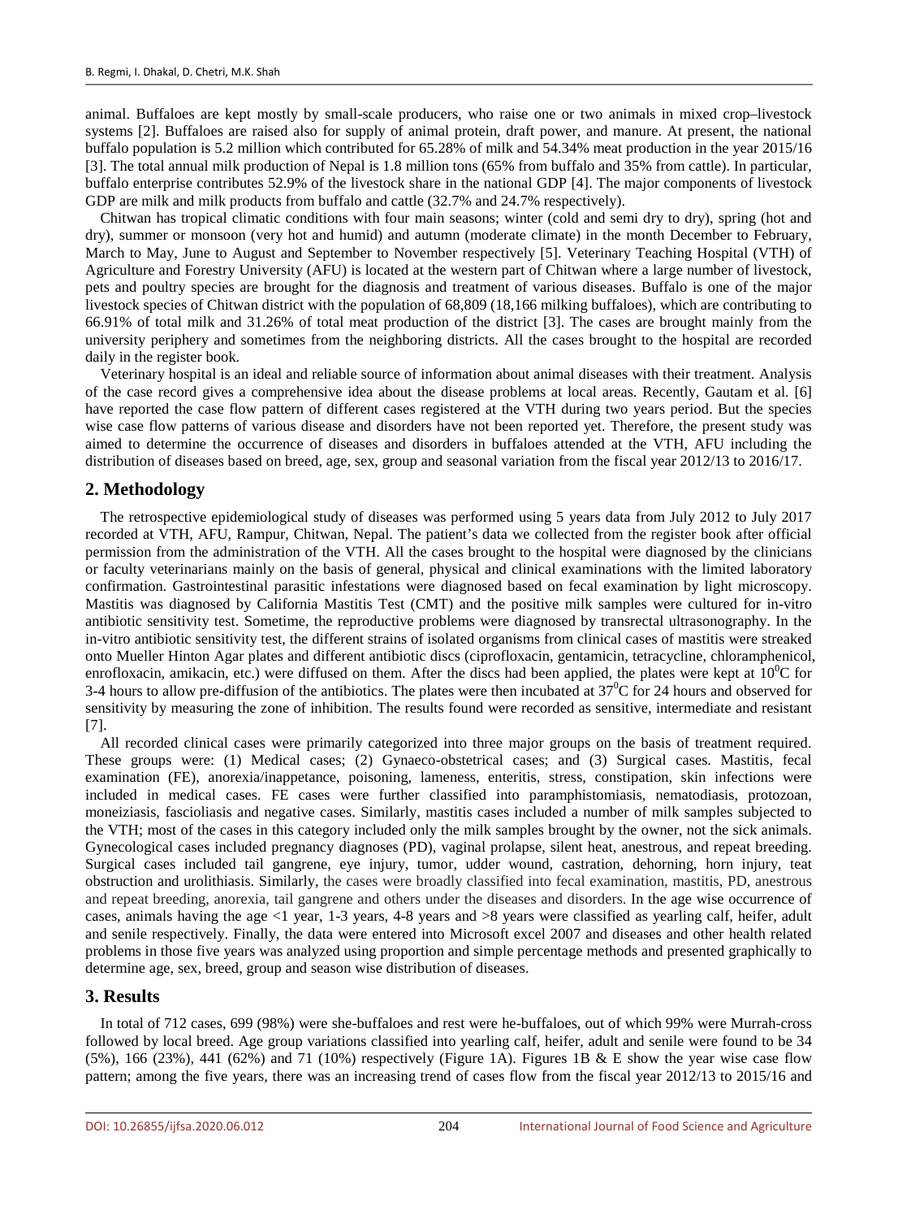animal. Buffaloes are kept mostly by small-scale producers, who raise one or two animals in mixed crop–livestock systems [2]. Buffaloes are raised also for supply of animal protein, draft power, and manure. At present, the national buffalo population is 5.2 million which contributed for 65.28% of milk and 54.34% meat production in the year 2015/16 [3]. The total annual milk production of Nepal is 1.8 million tons (65% from buffalo and 35% from cattle). In particular, buffalo enterprise contributes 52.9% of the livestock share in the national GDP [4]. The major components of livestock GDP are milk and milk products from buffalo and cattle (32.7% and 24.7% respectively).

Chitwan has tropical climatic conditions with four main seasons; winter (cold and semi dry to dry), spring (hot and dry), summer or monsoon (very hot and humid) and autumn (moderate climate) in the month December to February, March to May, June to August and September to November respectively [5]. Veterinary Teaching Hospital (VTH) of Agriculture and Forestry University (AFU) is located at the western part of Chitwan where a large number of livestock, pets and poultry species are brought for the diagnosis and treatment of various diseases. Buffalo is one of the major livestock species of Chitwan district with the population of 68,809 (18,166 milking buffaloes), which are contributing to 66.91% of total milk and 31.26% of total meat production of the district [3]. The cases are brought mainly from the university periphery and sometimes from the neighboring districts. All the cases brought to the hospital are recorded daily in the register book.

Veterinary hospital is an ideal and reliable source of information about animal diseases with their treatment. Analysis of the case record gives a comprehensive idea about the disease problems at local areas. Recently, Gautam et al. [6] have reported the case flow pattern of different cases registered at the VTH during two years period. But the species wise case flow patterns of various disease and disorders have not been reported yet. Therefore, the present study was aimed to determine the occurrence of diseases and disorders in buffaloes attended at the VTH, AFU including the distribution of diseases based on breed, age, sex, group and seasonal variation from the fiscal year 2012/13 to 2016/17.

## 2. Methodology

The retrospective epidemiological study of diseases was performed using 5 years data from July 2012 to July 2017 recorded at VTH, AFU, Rampur, Chitwan, Nepal. The patient's data we collected from the register book after official permission from the administration of the VTH. All the cases brought to the hospital were diagnosed by the clinicians or faculty veterinarians mainly on the basis of general, physical and clinical examinations with the limited laboratory confirmation. Gastrointestinal parasitic infestations were diagnosed based on fecal examination by light microscopy. Mastitis was diagnosed by California Mastitis Test (CMT) and the positive milk samples were cultured for in-vitro antibiotic sensitivity test. Sometime, the reproductive problems were diagnosed by transrectal ultrasonography. In the in-vitro antibiotic sensitivity test, the different strains of isolated organisms from clinical cases of mastitis were streaked onto Mueller Hinton Agar plates and different antibiotic discs (ciprofloxacin, gentamicin, tetracycline, chloramphenicol, enrofloxacin, amikacin, etc.) were diffused on them. After the discs had been applied, the plates were kept at $10^0$C for 3-4 hours to allow pre-diffusion of the antibiotics. The plates were then incubated at $37^0$C for 24 hours and observed for sensitivity by measuring the zone of inhibition. The results found were recorded as sensitive, intermediate and resistant [7].

All recorded clinical cases were primarily categorized into three major groups on the basis of treatment required. These groups were: (1) Medical cases; (2) Gynaeco-obstetrical cases; and (3) Surgical cases. Mastitis, fecal examination (FE), anorexia/inappetance, poisoning, lameness, enteritis, stress, constipation, skin infections were included in medical cases. FE cases were further classified into paramphistomiasis, nematodiasis, protozoan, moneiziasis, fascioliasis and negative cases. Similarly, mastitis cases included a number of milk samples subjected to the VTH; most of the cases in this category included only the milk samples brought by the owner, not the sick animals. Gynecological cases included pregnancy diagnoses (PD), vaginal prolapse, silent heat, anestrous, and repeat breeding. Surgical cases included tail gangrene, eye injury, tumor, udder wound, castration, dehorning, horn injury, teat obstruction and urolithiasis. Similarly, the cases were broadly classified into fecal examination, mastitis, PD, anestrous and repeat breeding, anorexia, tail gangrene and others under the diseases and disorders. In the age wise occurrence of cases, animals having the age <1 year, 1-3 years, 4-8 years and >8 years were classified as yearling calf, heifer, adult and senile respectively. Finally, the data were entered into Microsoft excel 2007 and diseases and other health related problems in those five years was analyzed using proportion and simple percentage methods and presented graphically to determine age, sex, breed, group and season wise distribution of diseases.

## 3. Results

In total of 712 cases, 699 (98%) were she-buffaloes and rest were he-buffaloes, out of which 99% were Murrah-cross followed by local breed. Age group variations classified into yearling calf, heifer, adult and senile were found to be 34 (5%), 166 (23%), 441 (62%) and 71 (10%) respectively (Figure 1A). Figures 1B & E show the year wise case flow pattern; among the five years, there was an increasing trend of cases flow from the fiscal year 2012/13 to 2015/16 and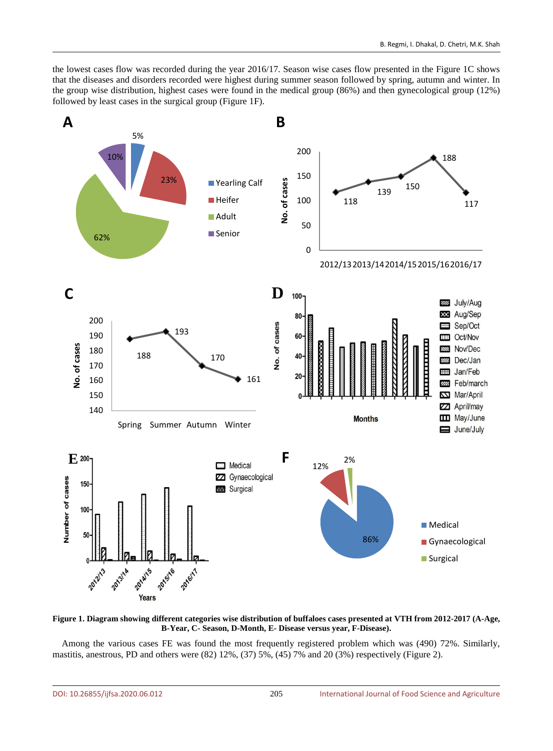the lowest cases flow was recorded during the year 2016/17. Season wise cases flow presented in the Figure 1C shows that the diseases and disorders recorded were highest during summer season followed by spring, autumn and winter. In the group wise distribution, highest cases were found in the medical group (86%) and then gynecological group (12%) followed by least cases in the surgical group (Figure 1F).

**Figure 1. Diagram showing different categories wise distribution of buffaloes cases presented at VTH from 2012-2017 (A-Age, B-Year, C- Season, D-Month, E- Disease versus year, F-Disease).**

Among the various cases FE was found the most frequently registered problem which was (490) 72%. Similarly, mastitis, anestrous, PD and others were (82) 12%, (37) 5%, (45) 7% and 20 (3%) respectively (Figure 2).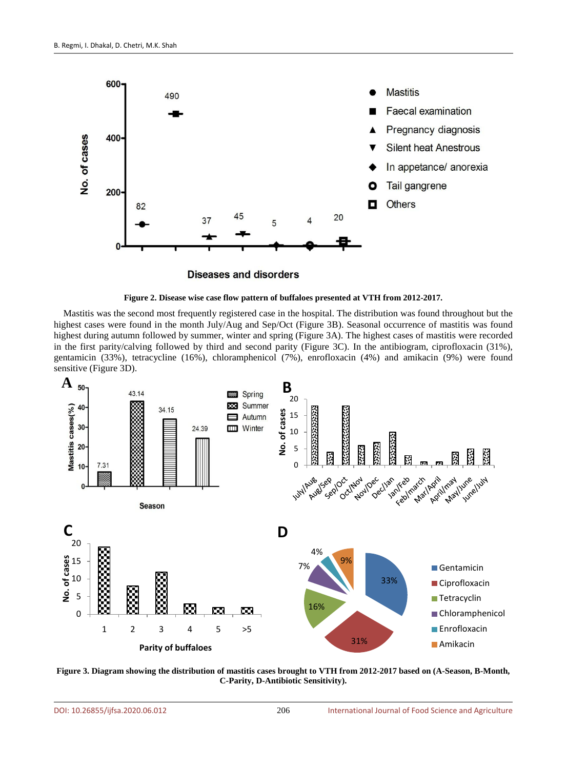**Figure 2. Disease wise case flow pattern of buffaloes presented at VTH from 2012-2017.**

Mastitis was the second most frequently registered case in the hospital. The distribution was found throughout but the highest cases were found in the month July/Aug and Sep/Oct (Figure 3B). Seasonal occurrence of mastitis was found highest during autumn followed by summer, winter and spring (Figure 3A). The highest cases of mastitis were recorded in the first parity/calving followed by third and second parity (Figure 3C). In the antibiogram, ciprofloxacin (31%), gentamicin (33%), tetracycline (16%), chloramphenicol (7%), enrofloxacin (4%) and amikacin (9%) were found sensitive (Figure 3D).

**Figure 3. Diagram showing the distribution of mastitis cases brought to VTH from 2012-2017 based on (A-Season, B-Month, C-Parity, D-Antibiotic Sensitivity).**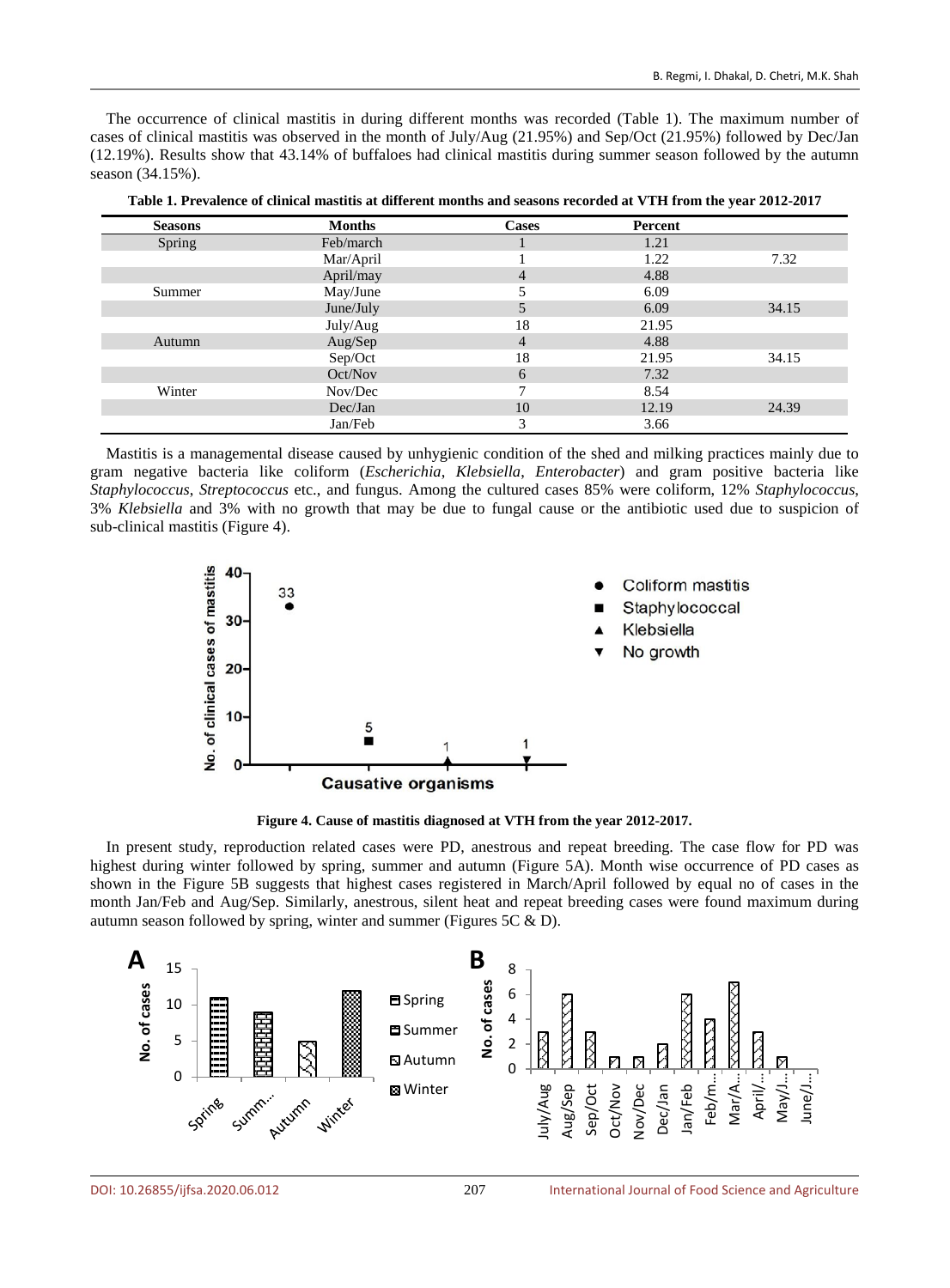The occurrence of clinical mastitis in during different months was recorded (Table 1). The maximum number of cases of clinical mastitis was observed in the month of July/Aug (21.95%) and Sep/Oct (21.95%) followed by Dec/Jan (12.19%). Results show that 43.14% of buffaloes had clinical mastitis during summer season followed by the autumn season (34.15%).

**Table 1. Prevalence of clinical mastitis at different months and seasons recorded at VTH from the year 2012-2017**

| Seasons | Months | Cases | Percent | |
|---|---|---|---|---|
| Spring | Feb/march | 1 | 1.21 | |
| | Mar/April | 1 | 1.22 | 7.32 |
| | April/may | 4 | 4.88 | |
| Summer | May/June | 5 | 6.09 | |
| | June/July | 5 | 6.09 | 34.15 |
| | July/Aug | 18 | 21.95 | |
| Autumn | Aug/Sep | 4 | 4.88 | |
| | Sep/Oct | 18 | 21.95 | 34.15 |
| | Oct/Nov | 6 | 7.32 | |
| Winter | Nov/Dec | 7 | 8.54 | |
| | Dec/Jan | 10 | 12.19 | 24.39 |
| | Jan/Feb | 3 | 3.66 | |

Mastitis is a managemental disease caused by unhygienic condition of the shed and milking practices mainly due to gram negative bacteria like coliform (*Escherichia*, *Klebsiella*, *Enterobacter*) and gram positive bacteria like *Staphylococcus*, *Streptococcus* etc., and fungus. Among the cultured cases 85% were coliform, 12% *Staphylococcus*, 3% *Klebsiella* and 3% with no growth that may be due to fungal cause or the antibiotic used due to suspicion of sub-clinical mastitis (Figure 4).

**Figure 4. Cause of mastitis diagnosed at VTH from the year 2012-2017.**

In present study, reproduction related cases were PD, anestrous and repeat breeding. The case flow for PD was highest during winter followed by spring, summer and autumn (Figure 5A). Month wise occurrence of PD cases as shown in the Figure 5B suggests that highest cases registered in March/April followed by equal no of cases in the month Jan/Feb and Aug/Sep. Similarly, anestrous, silent heat and repeat breeding cases were found maximum during autumn season followed by spring, winter and summer (Figures 5C & D).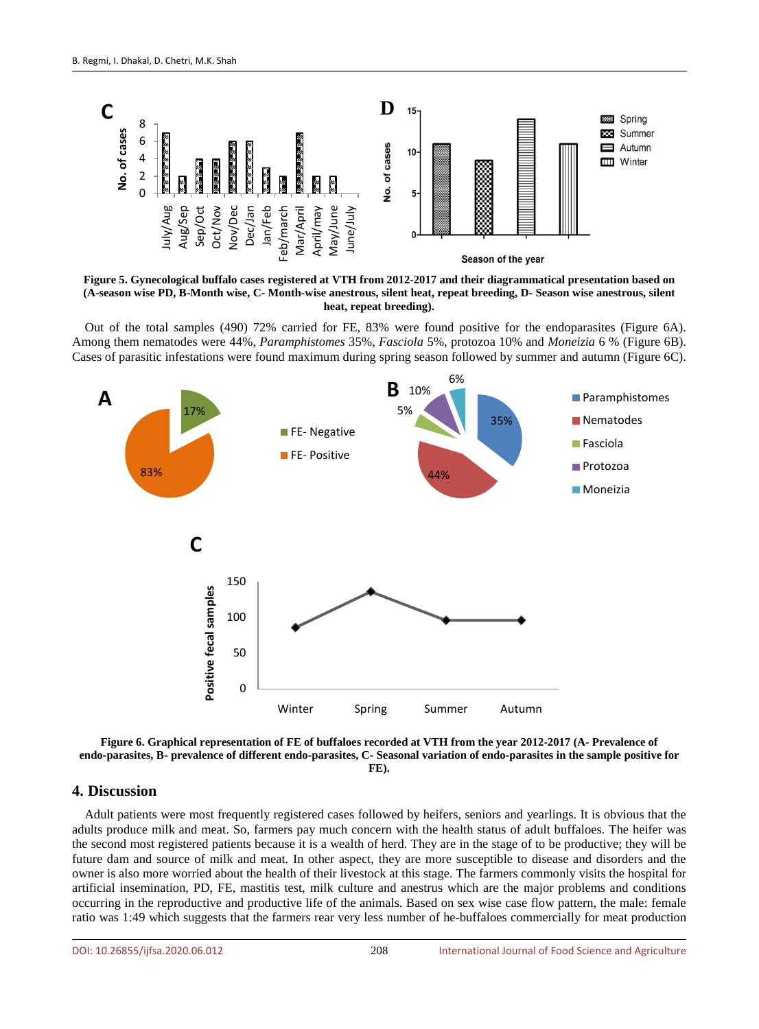**Figure 5. Gynecological buffalo cases registered at VTH from 2012-2017 and their diagrammatical presentation based on (A-season wise PD, B-Month wise, C- Month-wise anestrous, silent heat, repeat breeding, D- Season wise anestrous, silent heat, repeat breeding).**

Out of the total samples (490) 72% carried for FE, 83% were found positive for the endoparasites (Figure 6A). Among them nematodes were 44%, *Paramphistomes* 35%, *Fasciola* 5%, protozoa 10% and *Moneizia* 6 % (Figure 6B). Cases of parasitic infestations were found maximum during spring season followed by summer and autumn (Figure 6C).

**Figure 6. Graphical representation of FE of buffaloes recorded at VTH from the year 2012-2017 (A- Prevalence of endo-parasites, B- prevalence of different endo-parasites, C- Seasonal variation of endo-parasites in the sample positive for FE).**

## 4. Discussion

Adult patients were most frequently registered cases followed by heifers, seniors and yearlings. It is obvious that the adults produce milk and meat. So, farmers pay much concern with the health status of adult buffaloes. The heifer was the second most registered patients because it is a wealth of herd. They are in the stage of to be productive; they will be future dam and source of milk and meat. In other aspect, they are more susceptible to disease and disorders and the owner is also more worried about the health of their livestock at this stage. The farmers commonly visits the hospital for artificial insemination, PD, FE, mastitis test, milk culture and anestrus which are the major problems and conditions occurring in the reproductive and productive life of the animals. Based on sex wise case flow pattern, the male: female ratio was 1:49 which suggests that the farmers rear very less number of he-buffaloes commercially for meat production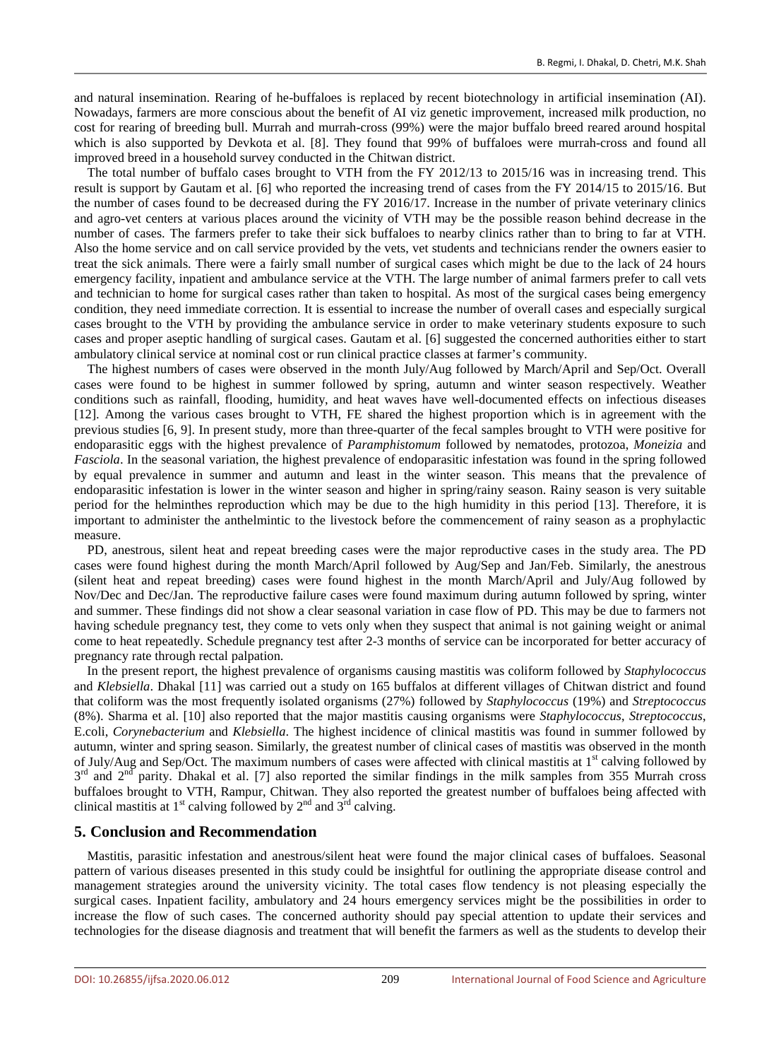and natural insemination. Rearing of he-buffaloes is replaced by recent biotechnology in artificial insemination (AI). Nowadays, farmers are more conscious about the benefit of AI viz genetic improvement, increased milk production, no cost for rearing of breeding bull. Murrah and murrah-cross (99%) were the major buffalo breed reared around hospital which is also supported by Devkota et al. [8]. They found that 99% of buffaloes were murrah-cross and found all improved breed in a household survey conducted in the Chitwan district.

The total number of buffalo cases brought to VTH from the FY 2012/13 to 2015/16 was in increasing trend. This result is support by Gautam et al. [6] who reported the increasing trend of cases from the FY 2014/15 to 2015/16. But the number of cases found to be decreased during the FY 2016/17. Increase in the number of private veterinary clinics and agro-vet centers at various places around the vicinity of VTH may be the possible reason behind decrease in the number of cases. The farmers prefer to take their sick buffaloes to nearby clinics rather than to bring to far at VTH. Also the home service and on call service provided by the vets, vet students and technicians render the owners easier to treat the sick animals. There were a fairly small number of surgical cases which might be due to the lack of 24 hours emergency facility, inpatient and ambulance service at the VTH. The large number of animal farmers prefer to call vets and technician to home for surgical cases rather than taken to hospital. As most of the surgical cases being emergency condition, they need immediate correction. It is essential to increase the number of overall cases and especially surgical cases brought to the VTH by providing the ambulance service in order to make veterinary students exposure to such cases and proper aseptic handling of surgical cases. Gautam et al. [6] suggested the concerned authorities either to start ambulatory clinical service at nominal cost or run clinical practice classes at farmer's community.

The highest numbers of cases were observed in the month July/Aug followed by March/April and Sep/Oct. Overall cases were found to be highest in summer followed by spring, autumn and winter season respectively. Weather conditions such as rainfall, flooding, humidity, and heat waves have well-documented effects on infectious diseases [12]. Among the various cases brought to VTH, FE shared the highest proportion which is in agreement with the previous studies [6, 9]. In present study, more than three-quarter of the fecal samples brought to VTH were positive for endoparasitic eggs with the highest prevalence of *Paramphistomum* followed by nematodes, protozoa, *Moneizia* and *Fasciola*. In the seasonal variation, the highest prevalence of endoparasitic infestation was found in the spring followed by equal prevalence in summer and autumn and least in the winter season. This means that the prevalence of endoparasitic infestation is lower in the winter season and higher in spring/rainy season. Rainy season is very suitable period for the helminthes reproduction which may be due to the high humidity in this period [13]. Therefore, it is important to administer the anthelmintic to the livestock before the commencement of rainy season as a prophylactic measure.

PD, anestrous, silent heat and repeat breeding cases were the major reproductive cases in the study area. The PD cases were found highest during the month March/April followed by Aug/Sep and Jan/Feb. Similarly, the anestrous (silent heat and repeat breeding) cases were found highest in the month March/April and July/Aug followed by Nov/Dec and Dec/Jan. The reproductive failure cases were found maximum during autumn followed by spring, winter and summer. These findings did not show a clear seasonal variation in case flow of PD. This may be due to farmers not having schedule pregnancy test, they come to vets only when they suspect that animal is not gaining weight or animal come to heat repeatedly. Schedule pregnancy test after 2-3 months of service can be incorporated for better accuracy of pregnancy rate through rectal palpation.

In the present report, the highest prevalence of organisms causing mastitis was coliform followed by *Staphylococcus* and *Klebsiella*. Dhakal [11] was carried out a study on 165 buffalos at different villages of Chitwan district and found that coliform was the most frequently isolated organisms (27%) followed by *Staphylococcus* (19%) and *Streptococcus* (8%). Sharma et al. [10] also reported that the major mastitis causing organisms were *Staphylococcus*, *Streptococcus*, E.coli, *Corynebacterium* and *Klebsiella*. The highest incidence of clinical mastitis was found in summer followed by autumn, winter and spring season. Similarly, the greatest number of clinical cases of mastitis was observed in the month of July/Aug and Sep/Oct. The maximum numbers of cases were affected with clinical mastitis at 1st calving followed by 3rd and 2nd parity. Dhakal et al. [7] also reported the similar findings in the milk samples from 355 Murrah cross buffaloes brought to VTH, Rampur, Chitwan. They also reported the greatest number of buffaloes being affected with clinical mastitis at 1st calving followed by 2nd and 3rd calving.

## 5. Conclusion and Recommendation

Mastitis, parasitic infestation and anestrous/silent heat were found the major clinical cases of buffaloes. Seasonal pattern of various diseases presented in this study could be insightful for outlining the appropriate disease control and management strategies around the university vicinity. The total cases flow tendency is not pleasing especially the surgical cases. Inpatient facility, ambulatory and 24 hours emergency services might be the possibilities in order to increase the flow of such cases. The concerned authority should pay special attention to update their services and technologies for the disease diagnosis and treatment that will benefit the farmers as well as the students to develop their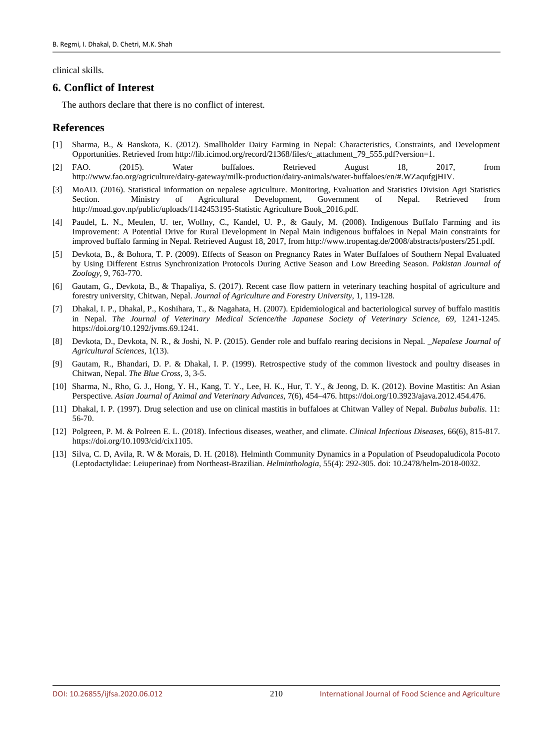clinical skills.

## 6. Conflict of Interest

The authors declare that there is no conflict of interest.

## References

[1] Sharma, B., & Banskota, K. (2012). Smallholder Dairy Farming in Nepal: Characteristics, Constraints, and Development Opportunities. Retrieved from http://lib.icimod.org/record/21368/files/c_attachment_79_555.pdf?version=1.

[2] FAO. (2015). Water buffaloes. Retrieved August 18, 2017, from http://www.fao.org/agriculture/dairy-gateway/milk-production/dairy-animals/water-buffaloes/en/#.WZaqufgjHIV.

[3] MoAD. (2016). Statistical information on nepalese agriculture. Monitoring, Evaluation and Statistics Division Agri Statistics Section. Ministry of Agricultural Development, Government of Nepal. Retrieved from http://moad.gov.np/public/uploads/1142453195-Statistic Agriculture Book_2016.pdf.

[4] Paudel, L. N., Meulen, U. ter, Wollny, C., Kandel, U. P., & Gauly, M. (2008). Indigenous Buffalo Farming and its Improvement: A Potential Drive for Rural Development in Nepal Main indigenous buffaloes in Nepal Main constraints for improved buffalo farming in Nepal. Retrieved August 18, 2017, from http://www.tropentag.de/2008/abstracts/posters/251.pdf.

[5] Devkota, B., & Bohora, T. P. (2009). Effects of Season on Pregnancy Rates in Water Buffaloes of Southern Nepal Evaluated by Using Different Estrus Synchronization Protocols During Active Season and Low Breeding Season. *Pakistan Journal of Zoology*, 9, 763-770.

[6] Gautam, G., Devkota, B., & Thapaliya, S. (2017). Recent case flow pattern in veterinary teaching hospital of agriculture and forestry university, Chitwan, Nepal. *Journal of Agriculture and Forestry University*, 1, 119-128.

[7] Dhakal, I. P., Dhakal, P., Koshihara, T., & Nagahata, H. (2007). Epidemiological and bacteriological survey of buffalo mastitis in Nepal. *The Journal of Veterinary Medical Science/the Japanese Society of Veterinary Science, 69*, 1241-1245. https://doi.org/10.1292/jvms.69.1241.

[8] Devkota, D., Devkota, N. R., & Joshi, N. P. (2015). Gender role and buffalo rearing decisions in Nepal. *_Nepalese Journal of Agricultural Sciences*, 1(13).

[9] Gautam, R., Bhandari, D. P. & Dhakal, I. P. (1999). Retrospective study of the common livestock and poultry diseases in Chitwan, Nepal. *The Blue Cross*, 3, 3-5.

[10] Sharma, N., Rho, G. J., Hong, Y. H., Kang, T. Y., Lee, H. K., Hur, T. Y., & Jeong, D. K. (2012). Bovine Mastitis: An Asian Perspective. *Asian Journal of Animal and Veterinary Advances*, 7(6), 454–476. https://doi.org/10.3923/ajava.2012.454.476.

[11] Dhakal, I. P. (1997). Drug selection and use on clinical mastitis in buffaloes at Chitwan Valley of Nepal. *Bubalus bubalis*. 11: 56-70.

[12] Polgreen, P. M. & Polreen E. L. (2018). Infectious diseases, weather, and climate. *Clinical Infectious Diseases*, 66(6), 815-817. https://doi.org/10.1093/cid/cix1105.

[13] Silva, C. D, Avila, R. W & Morais, D. H. (2018). Helminth Community Dynamics in a Population of Pseudopaludicola Pocoto (Leptodactylidae: Leiuperinae) from Northeast-Brazilian. *Helminthologia*, 55(4): 292-305. doi: 10.2478/helm-2018-0032.